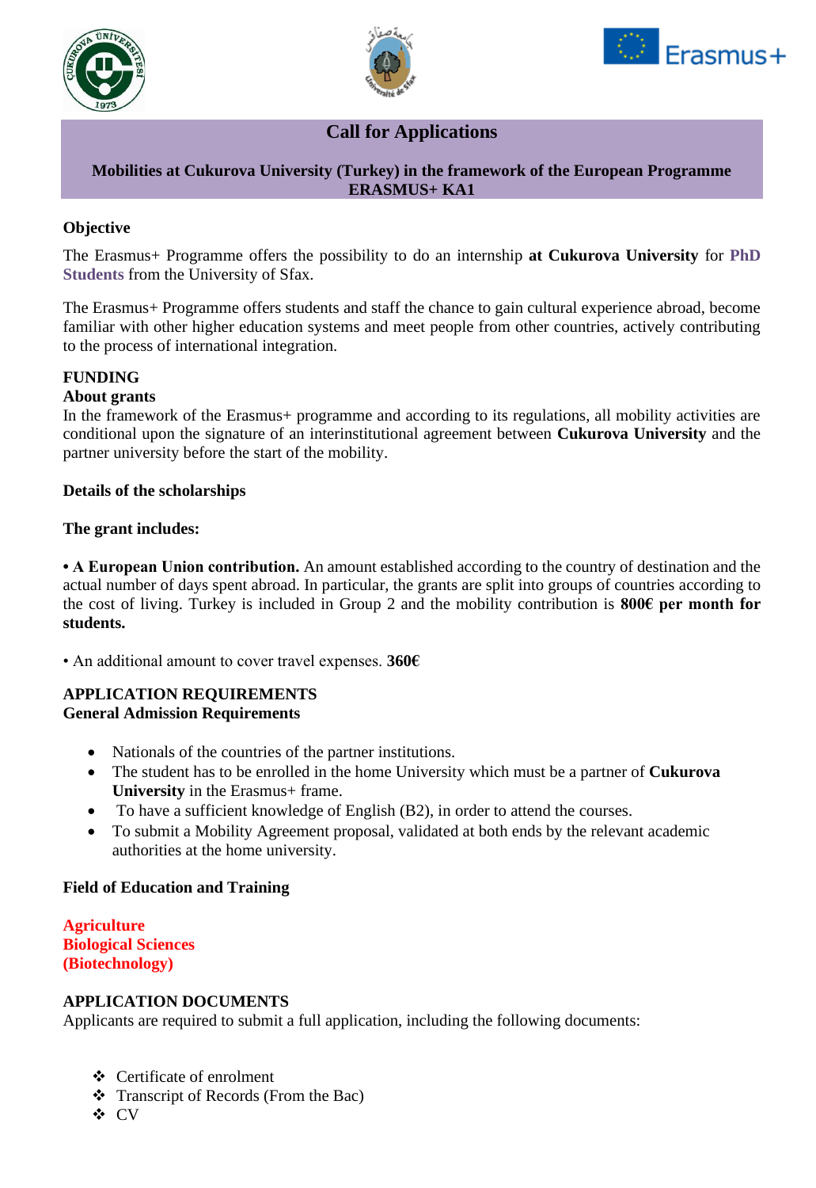# Call for Applications

**Mobilities at Cukurova University (Turkey) in the framework of the European Programme ERASMUS+ KA1**

## Objective

The Erasmus+ Programme offers the possibility to do an internship **at Cukurova University** for **PhD Students** from the University of Sfax.

The Erasmus+ Programme offers students and staff the chance to gain cultural experience abroad, become familiar with other higher education systems and meet people from other countries, actively contributing to the process of international integration.

## FUNDING

### About grants

In the framework of the Erasmus+ programme and according to its regulations, all mobility activities are conditional upon the signature of an interinstitutional agreement between **Cukurova University** and the partner university before the start of the mobility.

### Details of the scholarships

**The grant includes:**

• **A European Union contribution.** An amount established according to the country of destination and the actual number of days spent abroad. In particular, the grants are split into groups of countries according to the cost of living. Turkey is included in Group 2 and the mobility contribution is **800€ per month for students.**

• An additional amount to cover travel expenses. **360€**

## APPLICATION REQUIREMENTS

### General Admission Requirements

- Nationals of the countries of the partner institutions.
- The student has to be enrolled in the home University which must be a partner of **Cukurova University** in the Erasmus+ frame.
- To have a sufficient knowledge of English (B2), in order to attend the courses.
- To submit a Mobility Agreement proposal, validated at both ends by the relevant academic authorities at the home university.

### Field of Education and Training

**Agriculture**
**Biological Sciences**
**(Biotechnology)**

## APPLICATION DOCUMENTS

Applicants are required to submit a full application, including the following documents:

- Certificate of enrolment
- Transcript of Records (From the Bac)
- CV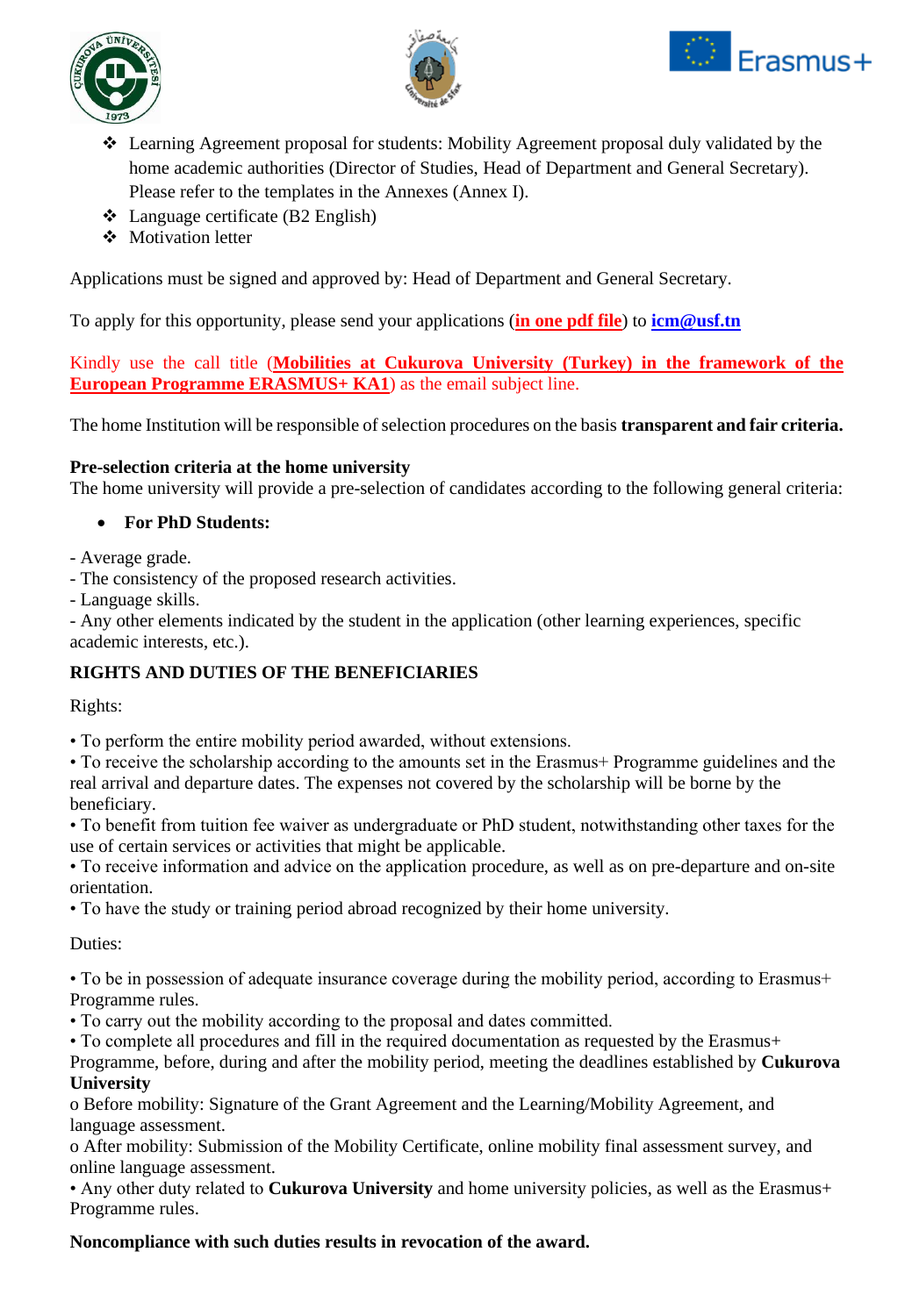- Learning Agreement proposal for students: Mobility Agreement proposal duly validated by the home academic authorities (Director of Studies, Head of Department and General Secretary). Please refer to the templates in the Annexes (Annex I).
- Language certificate (B2 English)
- Motivation letter

Applications must be signed and approved by: Head of Department and General Secretary.

To apply for this opportunity, please send your applications (**in one pdf file**) to **icm@usf.tn**

Kindly use the call title (**Mobilities at Cukurova University (Turkey) in the framework of the European Programme ERASMUS+ KA1**) as the email subject line.

The home Institution will be responsible of selection procedures on the basis **transparent and fair criteria.**

**Pre-selection criteria at the home university**

The home university will provide a pre-selection of candidates according to the following general criteria:

- **For PhD Students:**

- Average grade.
- The consistency of the proposed research activities.
- Language skills.
- Any other elements indicated by the student in the application (other learning experiences, specific academic interests, etc.).

**RIGHTS AND DUTIES OF THE BENEFICIARIES**

Rights:

• To perform the entire mobility period awarded, without extensions.
• To receive the scholarship according to the amounts set in the Erasmus+ Programme guidelines and the real arrival and departure dates. The expenses not covered by the scholarship will be borne by the beneficiary.
• To benefit from tuition fee waiver as undergraduate or PhD student, notwithstanding other taxes for the use of certain services or activities that might be applicable.
• To receive information and advice on the application procedure, as well as on pre-departure and on-site orientation.
• To have the study or training period abroad recognized by their home university.

Duties:

• To be in possession of adequate insurance coverage during the mobility period, according to Erasmus+ Programme rules.
• To carry out the mobility according to the proposal and dates committed.
• To complete all procedures and fill in the required documentation as requested by the Erasmus+ Programme, before, during and after the mobility period, meeting the deadlines established by **Cukurova University**
o Before mobility: Signature of the Grant Agreement and the Learning/Mobility Agreement, and language assessment.
o After mobility: Submission of the Mobility Certificate, online mobility final assessment survey, and online language assessment.
• Any other duty related to **Cukurova University** and home university policies, as well as the Erasmus+ Programme rules.

**Noncompliance with such duties results in revocation of the award.**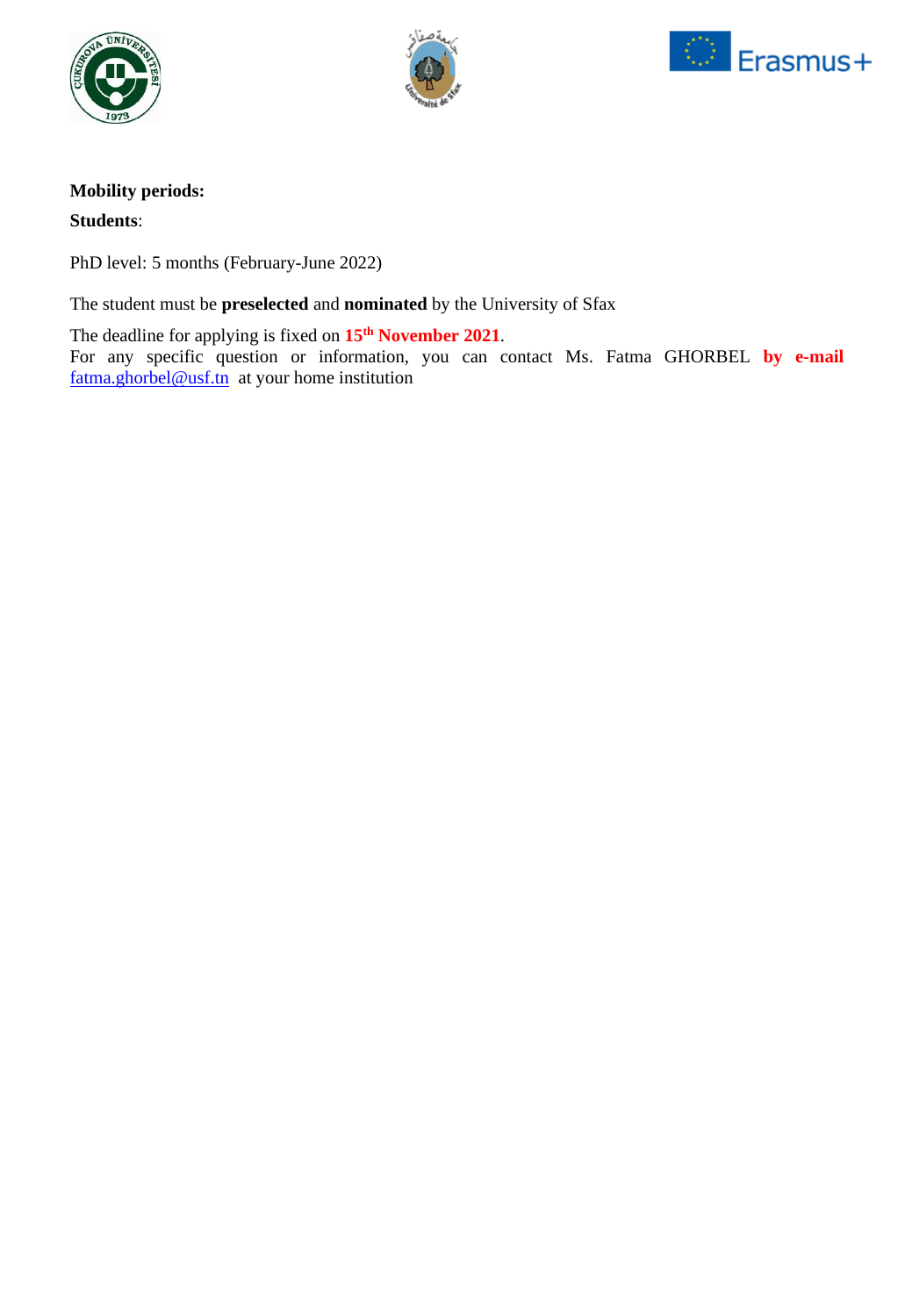**Mobility periods:**

**Students**:

PhD level: 5 months (February-June 2022)

The student must be **preselected** and **nominated** by the University of Sfax

The deadline for applying is fixed on **15th November 2021**.
For any specific question or information, you can contact Ms. Fatma GHORBEL **by e-mail** fatma.ghorbel@usf.tn at your home institution